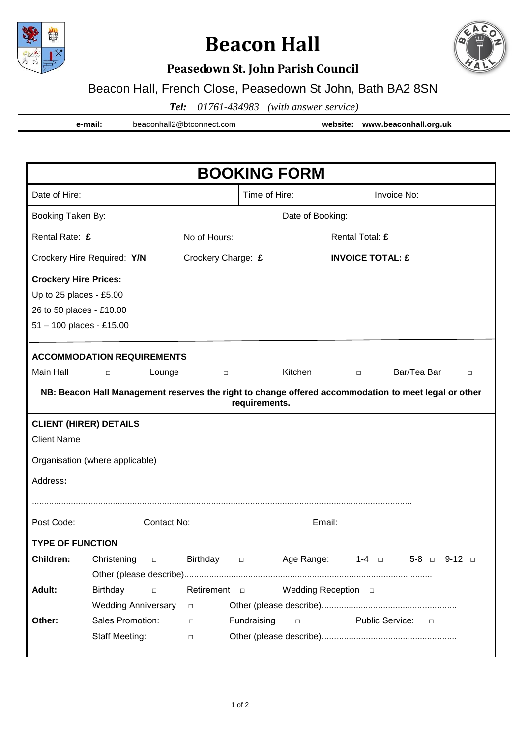# Beacon Hall

## Peasedown St. John Parish Council

Beacon Hall, French Close, Peasedown St John, Bath BA2 8SN

***Tel:*** *01761-434983 (with answer service)*

**e-mail:** beaconhall2@btconnect.com **website:** **www.beaconhall.org.uk**

## BOOKING FORM

| Date of Hire: | Time of Hire: | Invoice No: |
|---|---|---|
| Booking Taken By: | Date of Booking: | |
| Rental Rate: **£** | No of Hours: | Rental Total: **£** |
| Crockery Hire Required: **Y/N** | Crockery Charge: **£** | **INVOICE TOTAL: £** |

**Crockery Hire Prices:**

Up to 25 places - £5.00

26 to 50 places - £10.00

51 – 100 places - £15.00

**ACCOMMODATION REQUIREMENTS**

Main Hall □ Lounge □ Kitchen □ Bar/Tea Bar □

**NB: Beacon Hall Management reserves the right to change offered accommodation to meet legal or other requirements.**

**CLIENT (HIRER) DETAILS**

Client Name

Organisation (where applicable)

Address**:**

........................................................................................................................................................

Post Code: Contact No: Email:

**TYPE OF FUNCTION**

**Children:** Christening □ Birthday □ Age Range: 1-4 □ 5-8 □ 9-12 □

Other (please describe)....................................................................................................

**Adult:** Birthday □ Retirement □ Wedding Reception □

Wedding Anniversary □ Other (please describe)......................................................

**Other:** Sales Promotion: □ Fundraising □ Public Service: □

Staff Meeting: □ Other (please describe)......................................................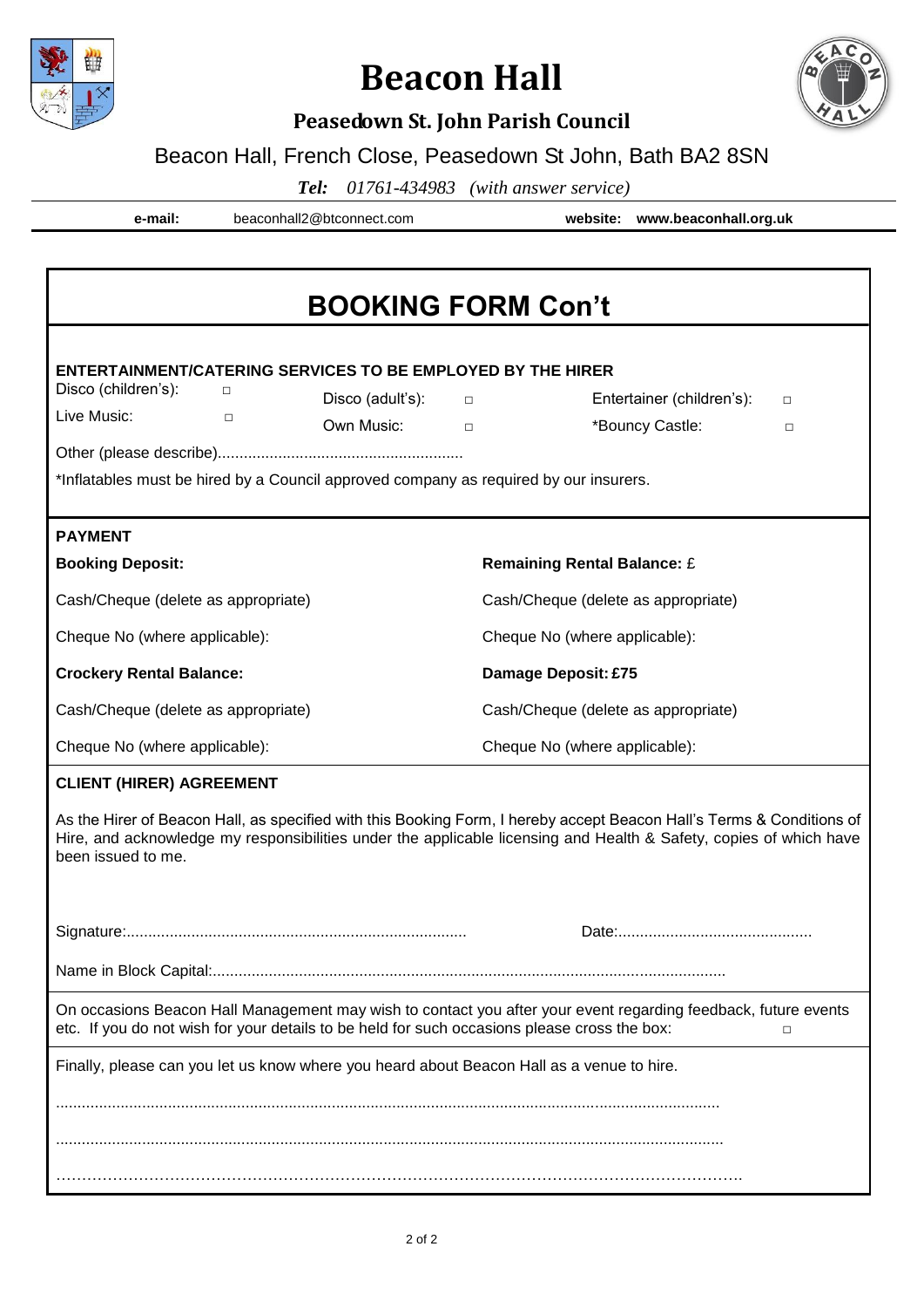# Beacon Hall

**Peasedown St. John Parish Council**

Beacon Hall, French Close, Peasedown St John, Bath BA2 8SN

***Tel:*** *01761-434983 (with answer service)*

**e-mail:** beaconhall2@btconnect.com **website:** **www.beaconhall.org.uk**

## BOOKING FORM Con't

**ENTERTAINMENT/CATERING SERVICES TO BE EMPLOYED BY THE HIRER**

| | | | | | |
|---|---|---|---|---|---|
| Disco (children's): | □ | Disco (adult's): | □ | Entertainer (children's): | □ |
| Live Music: | □ | Own Music: | □ | *Bouncy Castle: | □ |

Other (please describe)........................................................

*Inflatables must be hired by a Council approved company as required by our insurers.

**PAYMENT**

| | |
|---|---|
| **Booking Deposit:** | **Remaining Rental Balance:** £ |
| Cash/Cheque (delete as appropriate) | Cash/Cheque (delete as appropriate) |
| Cheque No (where applicable): | Cheque No (where applicable): |
| **Crockery Rental Balance:** | **Damage Deposit: £75** |
| Cash/Cheque (delete as appropriate) | Cash/Cheque (delete as appropriate) |
| Cheque No (where applicable): | Cheque No (where applicable): |

**CLIENT (HIRER) AGREEMENT**

As the Hirer of Beacon Hall, as specified with this Booking Form, I hereby accept Beacon Hall's Terms & Conditions of Hire, and acknowledge my responsibilities under the applicable licensing and Health & Safety, copies of which have been issued to me.

Signature:............................................................................... Date:.............................................

Name in Block Capital:......................................................................................................................

On occasions Beacon Hall Management may wish to contact you after your event regarding feedback, future events etc. If you do not wish for your details to be held for such occasions please cross the box: □

Finally, please can you let us know where you heard about Beacon Hall as a venue to hire.

.......................................................................................................................................................

.......................................................................................................................................................

…………………………………………………………………………………………………………………